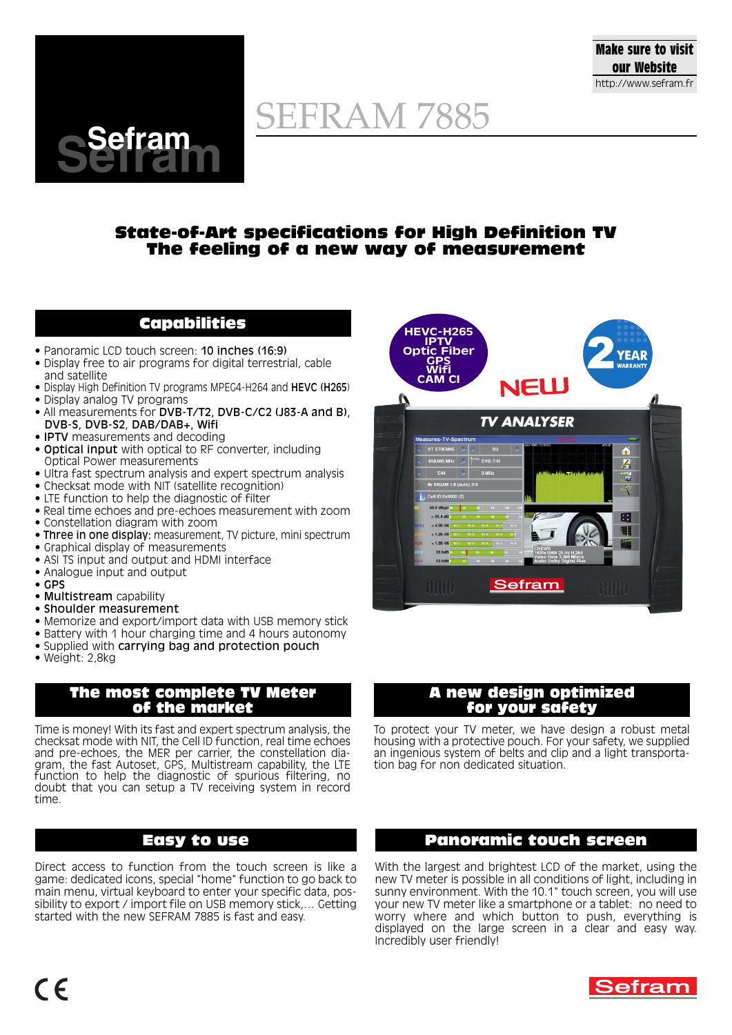Make sure to visit our Website
http://www.sefram.fr

# SEFRAM 7885

## State-of-Art specifications for High Definition TV
## The feeling of a new way of measurement

## Capabilities

- Panoramic LCD touch screen: **10 inches (16:9)**
- Display free to air programs for digital terrestrial, cable and satellite
- Display High Definition TV programs MPEG4-H264 and **HEVC (H265)**
- Display analog TV programs
- All measurements for **DVB-T/T2, DVB-C/C2 (J83-A and B), DVB-S, DVB-S2, DAB/DAB+, Wifi**
- **IPTV** measurements and decoding
- **Optical input** with optical to RF converter, including Optical Power measurements
- Ultra fast spectrum analysis and expert spectrum analysis
- Checksat mode with NIT (satellite recognition)
- LTE function to help the diagnostic of filter
- Real time echoes and pre-echoes measurement with zoom
- Constellation diagram with zoom
- **Three in one display:** measurement, TV picture, mini spectrum
- Graphical display of measurements
- ASI TS input and output and HDMI interface
- Analogue input and output
- **GPS**
- **Multistream** capability
- **Shoulder measurement**
- Memorize and export/import data with USB memory stick
- Battery with 1 hour charging time and 4 hours autonomy
- Supplied with **carrying bag and protection pouch**
- Weight: 2,8kg

HEVC-H265
IPTV
Optic Fiber
GPS
Wifi
CAM CI

NEW

2 YEAR WARRANTY

## The most complete TV Meter of the market

Time is money! With its fast and expert spectrum analysis, the checksat mode with NIT, the Cell ID function, real time echoes and pre-echoes, the MER per carrier, the constellation diagram, the fast Autoset, GPS, Multistream capability, the LTE function to help the diagnostic of spurious filtering, no doubt that you can setup a TV receiving system in record time.

## A new design optimized for your safety

To protect your TV meter, we have design a robust metal housing with a protective pouch. For your safety, we supplied an ingenious system of belts and clip and a light transportation bag for non dedicated situation.

## Easy to use

Direct access to function from the touch screen is like a game: dedicated icons, special "home" function to go back to main menu, virtual keyboard to enter your specific data, possibility to export / import file on USB memory stick,... Getting started with the new SEFRAM 7885 is fast and easy.

## Panoramic touch screen

With the largest and brightest LCD of the market, using the new TV meter is possible in all conditions of light, including in sunny environment. With the 10.1" touch screen, you will use your new TV meter like a smartphone or a tablet: no need to worry where and which button to push, everything is displayed on the large screen in a clear and easy way. Incredibly user friendly!

CE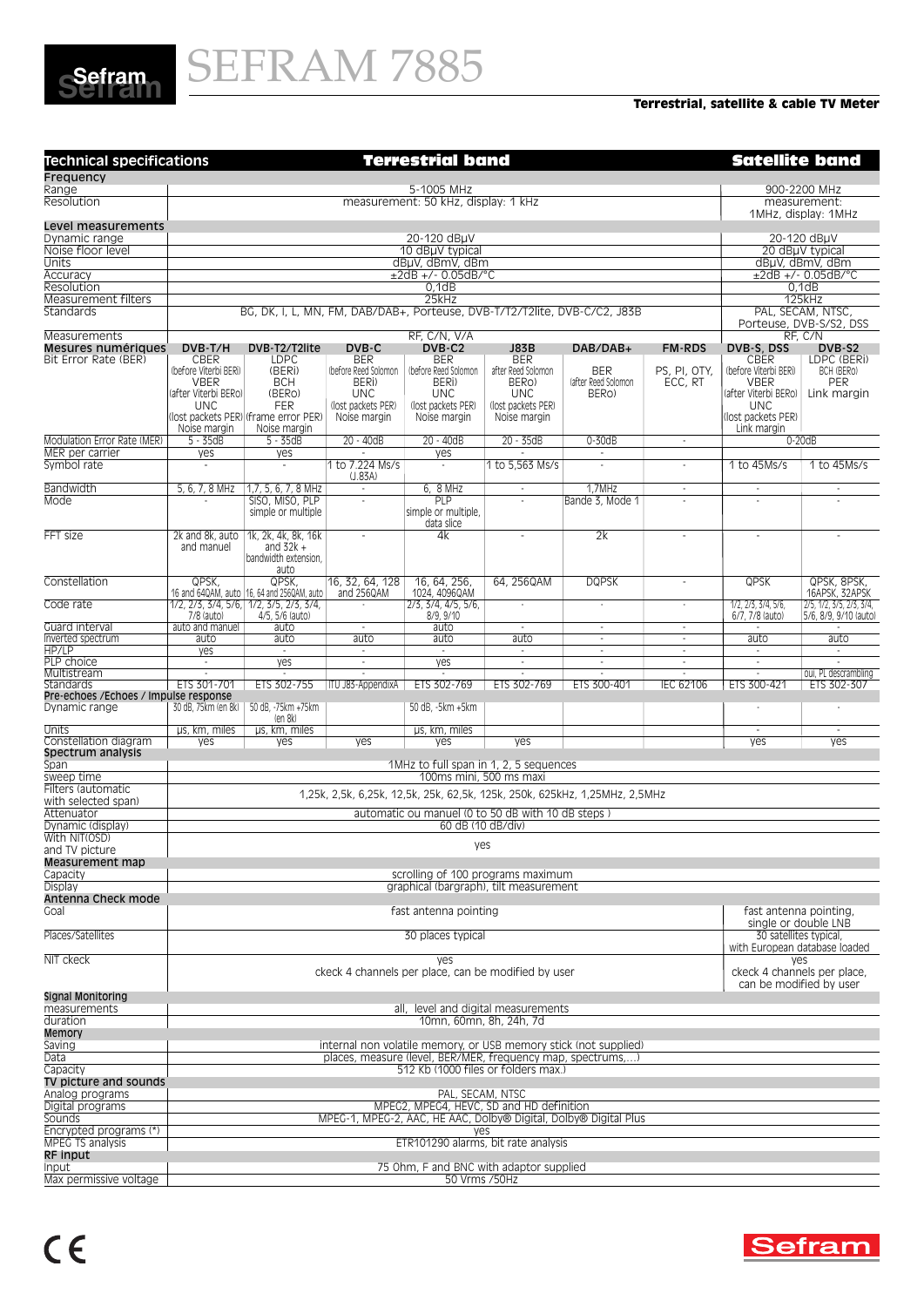# SEFRAM 7885

**Terrestrial, satellite & cable TV Meter**

| Technical specifications | Terrestrial band | | | | | | | | Satellite band | |
|---|---|---|---|---|---|---|---|---|---|---|
| **Frequency** | | | | | | | | | | |
| Range | 5-1005 MHz | | | | | | | | 900-2200 MHz | |
| Resolution | measurement: 50 kHz, display: 1 kHz | | | | | | | | measurement: 1MHz, display: 1MHz | |
| **Level measurements** | | | | | | | | | | |
| Dynamic range | 20-120 dBµV | | | | | | | | 20-120 dBµV | |
| Noise floor level | 10 dBµV typical | | | | | | | | 20 dBµV typical | |
| Units | dBµV, dBmV, dBm | | | | | | | | dBµV, dBmV, dBm | |
| Accuracy | ±2dB +/- 0.05dB/°C | | | | | | | | ±2dB +/- 0.05dB/°C | |
| Resolution | 0,1dB | | | | | | | | 0,1dB | |
| Measurement filters | 25kHz | | | | | | | | 125kHz | |
| Standards | BG, DK, I, L, MN, FM, DAB/DAB+, Porteuse, DVB-T/T2/T2lite, DVB-C/C2, J83B | | | | | | | | PAL, SECAM, NTSC, Porteuse, DVB-S/S2, DSS | |
| Measurements | RF, C/N, V/A | | | | | | | | RF, C/N | |
| **Mesures numériques** | **DVB-T/H** | **DVB-T2/T2lite** | **DVB-C** | **DVB-C2** | **J83B** | **DAB/DAB+** | **FM-RDS** | | **DVB-S, DSS** | **DVB-S2** |
| Bit Error Rate (BER) | CBER (before Viterbi BERi) VBER (after Viterbi BERo) UNC (lost packets PER) Noise margin | LDPC (BERi) BCH (BERo) FER (frame error PER) Noise margin | BER (before Reed Solomon BERi) UNC (lost packets PER) Noise margin | BER (before Reed Solomon BERi) UNC (lost packets PER) Noise margin | BER (after Reed Solomon BERo) UNC (lost packets PER) Noise margin | BER (after Reed Solomon BERo) | PS, PI, OTY, ECC, RT | | CBER (before Viterbi BERi) VBER (after Viterbi BERo) UNC (lost packets PER) Link margin | LDPC (BERi) BCH (BERo) PER Link margin |
| Modulation Error Rate (MER) | 5 - 35dB | 5 - 35dB | 20 - 40dB | 20 - 40dB | 20 - 35dB | 0-30dB | - | | 0-20dB | |
| MER per carrier | yes | yes | - | yes | - | - | | | | |
| Symbol rate | - | - | 1 to 7.224 Ms/s (J.83A) | - | 1 to 5,563 Ms/s | - | - | | 1 to 45Ms/s | 1 to 45Ms/s |
| Bandwidth | 5, 6, 7, 8 MHz | 1,7, 5, 6, 7, 8 MHz | - | 6, 8 MHz | - | 1,7MHz | - | | - | - |
| Mode | - | SISO, MISO, PLP simple or multiple | - | PLP simple or multiple, data slice | - | Bande 3, Mode 1 | - | | - | - |
| FFT size | 2k and 8k, auto and manuel | 1k, 2k, 4k, 8k, 16k and 32k + bandwidth extension, auto | - | 4k | - | 2k | - | | - | - |
| Constellation | QPSK, 16 and 64QAM, auto | QPSK, 16, 64 and 256QAM, auto | 16, 32, 64, 128 and 256QAM | 16, 64, 256, 1024, 4096QAM | 64, 256QAM | DQPSK | - | | QPSK | QPSK, 8PSK, 16APSK, 32APSK |
| Code rate | 1/2, 2/3, 3/4, 5/6, 7/8 (auto) | 1/2, 3/5, 2/3, 3/4, 4/5, 5/6 (auto) | - | 2/3, 3/4, 4/5, 5/6, 8/9, 9/10 | - | - | - | | 1/2, 2/3, 3/4, 5/6, 6/7, 7/8 (auto) | 2/5, 1/2, 3/5, 2/3, 3/4, 5/6, 8/9, 9/10 (auto) |
| Guard interval | auto and manuel | auto | - | auto | - | - | - | | - | - |
| Inverted spectrum | auto | auto | auto | auto | auto | - | - | | auto | auto |
| HP/LP | yes | - | - | - | - | - | - | | - | - |
| PLP choice | - | yes | - | yes | - | - | - | | - | - |
| Multistream | - | - | - | - | - | - | - | | - | oui, PL descrambling |
| Standards | ETS 301-701 | ETS 302-755 | ITU J83-AppendixA | ETS 302-769 | ETS 302-769 | ETS 300-401 | IEC 62106 | | ETS 300-421 | ETS 302-307 |
| **Pre-echoes /Echoes / Impulse response** | | | | | | | | | | |
| Dynamic range | 30 dB, 75km (en 8k) | 50 dB, -75km +75km (en 8k) | | 50 dB, -5km +5km | | | | | - | - |
| Units | µs, km, miles | µs, km, miles | | µs, km, miles | | | | | - | - |
| Constellation diagram | yes | yes | yes | yes | yes | | | | yes | yes |
| **Spectrum analysis** | | | | | | | | | | |
| Span | 1MHz to full span in 1, 2, 5 sequences | | | | | | | | | |
| sweep time | 100ms mini, 500 ms maxi | | | | | | | | | |
| Filters (automatic with selected span) | 1,25k, 2,5k, 6,25k, 12,5k, 25k, 62,5k, 125k, 250k, 625kHz, 1,25MHz, 2,5MHz | | | | | | | | | |
| Attenuator | automatic ou manuel (0 to 50 dB with 10 dB steps ) | | | | | | | | | |
| Dynamic (display) | 60 dB (10 dB/div) | | | | | | | | | |
| With NIT(OSD) and TV picture | yes | | | | | | | | | |
| **Measurement map** | | | | | | | | | | |
| Capacity | scrolling of 100 programs maximum | | | | | | | | | |
| Display | graphical (bargraph), tilt measurement | | | | | | | | | |
| **Antenna Check mode** | | | | | | | | | | |
| Goal | fast antenna pointing | | | | | | | | fast antenna pointing, single or double LNB | |
| Places/Satellites | 30 places typical | | | | | | | | 30 satellites typical, with European database loaded | |
| NIT ckeck | yes ckeck 4 channels per place, can be modified by user | | | | | | | | yes ckeck 4 channels per place, can be modified by user | |
| **Signal Monitoring** | | | | | | | | | | |
| measurements | all, level and digital measurements | | | | | | | | | |
| duration | 10mn, 60mn, 8h, 24h, 7d | | | | | | | | | |
| **Memory** | | | | | | | | | | |
| Saving | internal non volatile memory, or USB memory stick (not supplied) | | | | | | | | | |
| Data | places, measure (level, BER/MER, frequency map, spectrums,...) | | | | | | | | | |
| Capacity | 512 Kb (1000 files or folders max.) | | | | | | | | | |
| **TV picture and sounds** | | | | | | | | | | |
| Analog programs | PAL, SECAM, NTSC | | | | | | | | | |
| Digital programs | MPEG2, MPEG4, HEVC, SD and HD definition | | | | | | | | | |
| Sounds | MPEG-1, MPEG-2, AAC, HE AAC, Dolby® Digital, Dolby® Digital Plus | | | | | | | | | |
| Encrypted programs (*) | yes | | | | | | | | | |
| MPEG TS analysis | ETR101290 alarms, bit rate analysis | | | | | | | | | |
| **RF input** | | | | | | | | | | |
| Input | 75 Ohm, F and BNC with adaptor supplied | | | | | | | | | |
| Max permissive voltage | 50 Vrms /50Hz | | | | | | | | | |

CE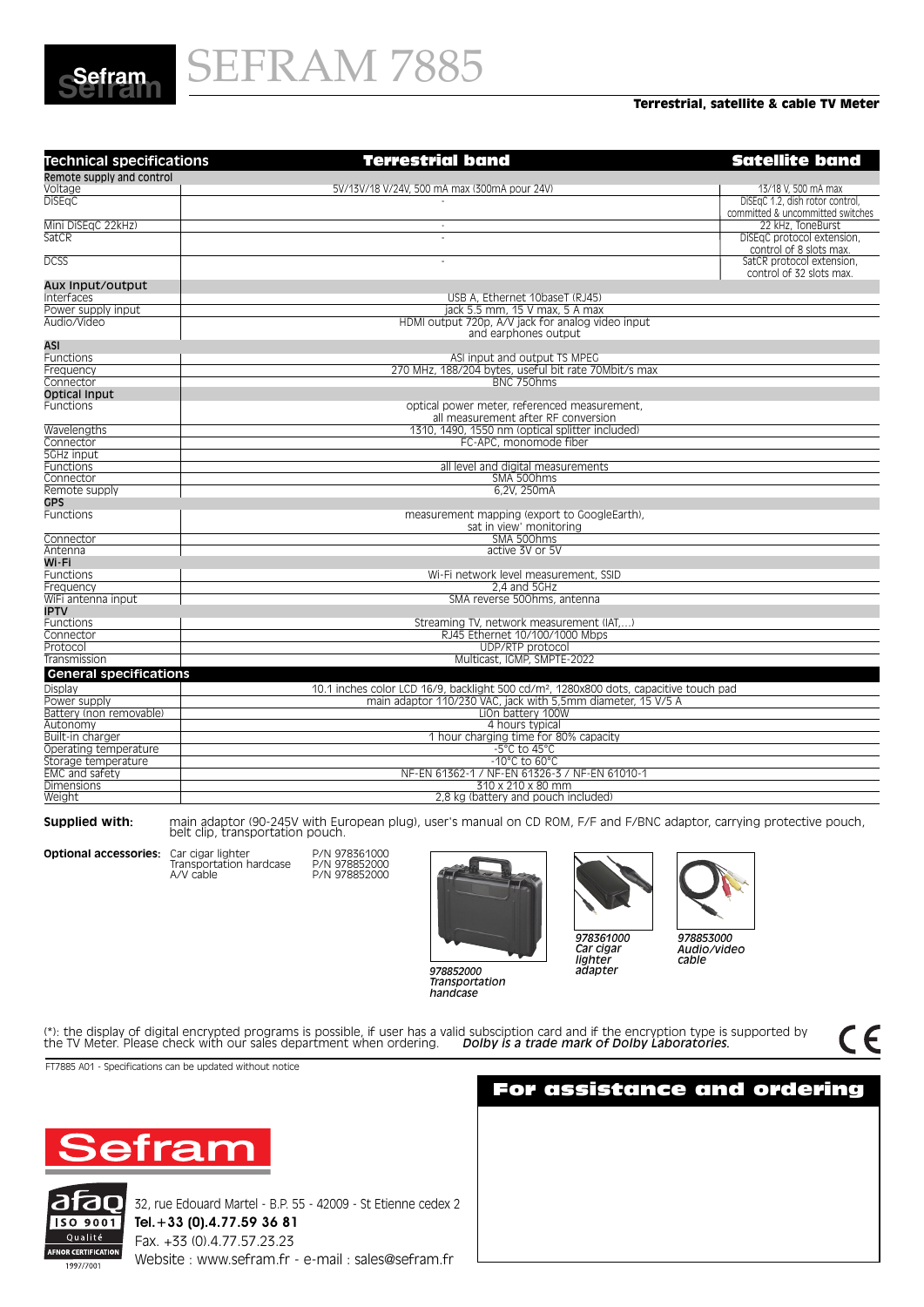# SEFRAM 7885

**Terrestrial, satellite & cable TV Meter**

| Technical specifications | Terrestrial band | Satellite band |
|---|---|---|
| **Remote supply and control** | | |
| Voltage | 5V/13V/18 V/24V, 500 mA max (300mA pour 24V) | 13/18 V, 500 mA max |
| DiSEqC | - | DiSEqC 1.2, dish rotor control, committed & uncommitted switches |
| Mini DiSEqC 22kHz) | - | 22 kHz, ToneBurst |
| SatCR | - | DiSEqC protocol extension, control of 8 slots max. |
| DCSS | - | SatCR protocol extension, control of 32 slots max. |
| **Aux Input/output** | | |
| Interfaces | USB A, Ethernet 10baseT (RJ45) | |
| Power supply input | jack 5.5 mm, 15 V max, 5 A max | |
| Audio/Video | HDMI output 720p, A/V jack for analog video input and earphones output | |
| **ASI** | | |
| Functions | ASI input and output TS MPEG | |
| Frequency | 270 MHz, 188/204 bytes, useful bit rate 70Mbit/s max | |
| Connector | BNC 75ohms | |
| **Optical input** | | |
| Functions | optical power meter, referenced measurement, all measurement after RF conversion | |
| Wavelengths | 1310, 1490, 1550 nm (optical splitter included) | |
| Connector | FC-APC, monomode fiber | |
| 5GHz input | | |
| Functions | all level and digital measurements | |
| Connector | SMA 50ohms | |
| Remote supply | 6,2V, 250mA | |
| **GPS** | | |
| Functions | measurement mapping (export to GoogleEarth), sat in view' monitoring | |
| Connector | SMA 50ohms | |
| Antenna | active 3V or 5V | |
| **Wi-Fi** | | |
| Functions | Wi-Fi network level measurement, SSID | |
| Frequency | 2,4 and 5GHz | |
| WiFi antenna input | SMA reverse 50ohms, antenna | |
| **IPTV** | | |
| Functions | Streaming TV, network measurement (IAT,...) | |
| Connector | RJ45 Ethernet 10/100/1000 Mbps | |
| Protocol | UDP/RTP protocol | |
| Transmission | Multicast, IGMP, SMPTE-2022 | |

| General specifications | |
|---|---|
| Display | 10.1 inches color LCD 16/9, backlight 500 cd/m², 1280x800 dots, capacitive touch pad |
| Power supply | main adaptor 110/230 VAC, jack with 5,5mm diameter, 15 V/5 A |
| Battery (non removable) | LiOn battery 100W |
| Autonomy | 4 hours typical |
| Built-in charger | 1 hour charging time for 80% capacity |
| Operating temperature | -5°C to 45°C |
| Storage temperature | -10°C to 60°C |
| EMC and safety | NF-EN 61362-1 / NF-EN 61326-3 / NF-EN 61010-1 |
| Dimensions | 310 x 210 x 80 mm |
| Weight | 2,8 kg (battery and pouch included) |

**Supplied with:** main adaptor (90-245V with European plug), user's manual on CD ROM, F/F and F/BNC adaptor, carrying protective pouch, belt clip, transportation pouch.

**Optional accessories:**

| | |
|---|---|
| Car cigar lighter | P/N 978361000 |
| Transportation hardcase | P/N 978852000 |
| A/V cable | P/N 978852000 |

*978852000 Transportation handcase*

*978361000 Car cigar lighter adapter*

*978853000 Audio/video cable*

(*): the display of digital encrypted programs is possible, if user has a valid subsciption card and if the encryption type is supported by the TV Meter. Please check with our sales department when ordering. *Dolby is a trade mark of Dolby Laboratories.*

FT7885 A01 - Specifications can be updated without notice

**For assistance and ordering**

Sefram

32, rue Edouard Martel - B.P. 55 - 42009 - St Etienne cedex 2
**Tel.+33 (0).4.77.59 36 81**
Fax. +33 (0).4.77.57.23.23
Website : www.sefram.fr - e-mail : sales@sefram.fr